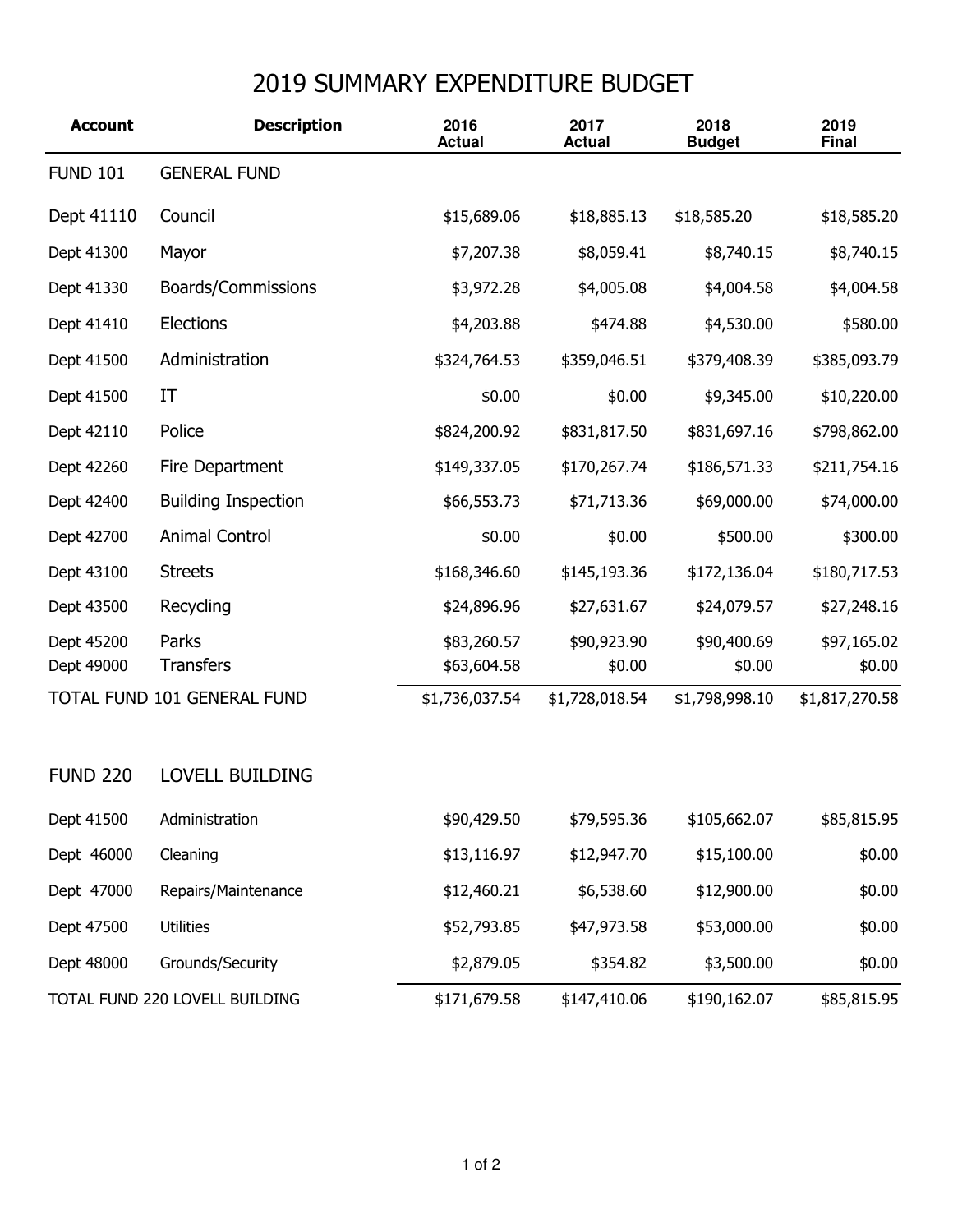# 2019 SUMMARY EXPENDITURE BUDGET

| Account | Description | 2016 Actual | 2017 Actual | 2018 Budget | 2019 Final |
|---|---|---|---|---|---|
| FUND 101 | GENERAL FUND | | | | |
| Dept 41110 | Council | $15,689.06 | $18,885.13 | $18,585.20 | $18,585.20 |
| Dept 41300 | Mayor | $7,207.38 | $8,059.41 | $8,740.15 | $8,740.15 |
| Dept 41330 | Boards/Commissions | $3,972.28 | $4,005.08 | $4,004.58 | $4,004.58 |
| Dept 41410 | Elections | $4,203.88 | $474.88 | $4,530.00 | $580.00 |
| Dept 41500 | Administration | $324,764.53 | $359,046.51 | $379,408.39 | $385,093.79 |
| Dept 41500 | IT | $0.00 | $0.00 | $9,345.00 | $10,220.00 |
| Dept 42110 | Police | $824,200.92 | $831,817.50 | $831,697.16 | $798,862.00 |
| Dept 42260 | Fire Department | $149,337.05 | $170,267.74 | $186,571.33 | $211,754.16 |
| Dept 42400 | Building Inspection | $66,553.73 | $71,713.36 | $69,000.00 | $74,000.00 |
| Dept 42700 | Animal Control | $0.00 | $0.00 | $500.00 | $300.00 |
| Dept 43100 | Streets | $168,346.60 | $145,193.36 | $172,136.04 | $180,717.53 |
| Dept 43500 | Recycling | $24,896.96 | $27,631.67 | $24,079.57 | $27,248.16 |
| Dept 45200 | Parks | $83,260.57 | $90,923.90 | $90,400.69 | $97,165.02 |
| Dept 49000 | Transfers | $63,604.58 | $0.00 | $0.00 | $0.00 |
| TOTAL FUND 101 GENERAL FUND | | $1,736,037.54 | $1,728,018.54 | $1,798,998.10 | $1,817,270.58 |

| Account | Description | 2016 Actual | 2017 Actual | 2018 Budget | 2019 Final |
|---|---|---|---|---|---|
| FUND 220 | LOVELL BUILDING | | | | |
| Dept 41500 | Administration | $90,429.50 | $79,595.36 | $105,662.07 | $85,815.95 |
| Dept 46000 | Cleaning | $13,116.97 | $12,947.70 | $15,100.00 | $0.00 |
| Dept 47000 | Repairs/Maintenance | $12,460.21 | $6,538.60 | $12,900.00 | $0.00 |
| Dept 47500 | Utilities | $52,793.85 | $47,973.58 | $53,000.00 | $0.00 |
| Dept 48000 | Grounds/Security | $2,879.05 | $354.82 | $3,500.00 | $0.00 |
| TOTAL FUND 220 LOVELL BUILDING | | $171,679.58 | $147,410.06 | $190,162.07 | $85,815.95 |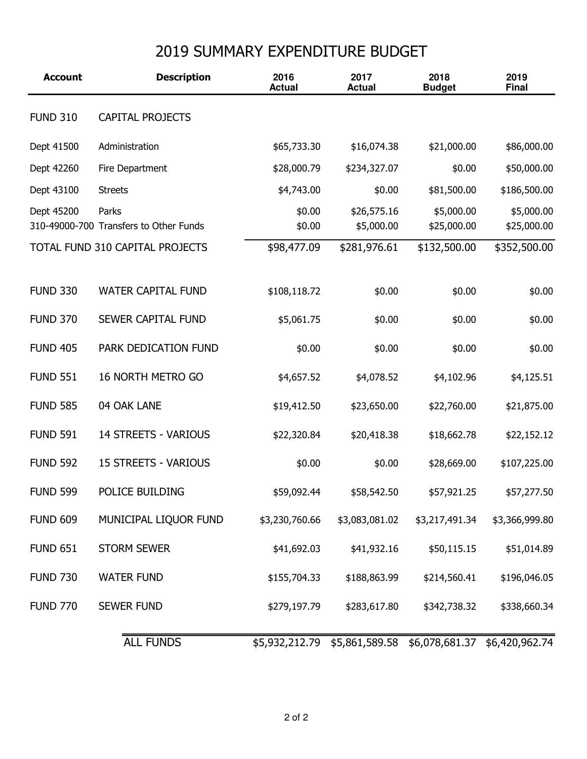# 2019 SUMMARY EXPENDITURE BUDGET

| Account | Description | 2016 Actual | 2017 Actual | 2018 Budget | 2019 Final |
|---|---|---|---|---|---|
| FUND 310 | CAPITAL PROJECTS | | | | |
| Dept 41500 | Administration | $65,733.30 | $16,074.38 | $21,000.00 | $86,000.00 |
| Dept 42260 | Fire Department | $28,000.79 | $234,327.07 | $0.00 | $50,000.00 |
| Dept 43100 | Streets | $4,743.00 | $0.00 | $81,500.00 | $186,500.00 |
| Dept 45200 | Parks | $0.00 | $26,575.16 | $5,000.00 | $5,000.00 |
| 310-49000-700 | Transfers to Other Funds | $0.00 | $5,000.00 | $25,000.00 | $25,000.00 |
| TOTAL FUND 310 CAPITAL PROJECTS | | $98,477.09 | $281,976.61 | $132,500.00 | $352,500.00 |
| FUND 330 | WATER CAPITAL FUND | $108,118.72 | $0.00 | $0.00 | $0.00 |
| FUND 370 | SEWER CAPITAL FUND | $5,061.75 | $0.00 | $0.00 | $0.00 |
| FUND 405 | PARK DEDICATION FUND | $0.00 | $0.00 | $0.00 | $0.00 |
| FUND 551 | 16 NORTH METRO GO | $4,657.52 | $4,078.52 | $4,102.96 | $4,125.51 |
| FUND 585 | 04 OAK LANE | $19,412.50 | $23,650.00 | $22,760.00 | $21,875.00 |
| FUND 591 | 14 STREETS - VARIOUS | $22,320.84 | $20,418.38 | $18,662.78 | $22,152.12 |
| FUND 592 | 15 STREETS - VARIOUS | $0.00 | $0.00 | $28,669.00 | $107,225.00 |
| FUND 599 | POLICE BUILDING | $59,092.44 | $58,542.50 | $57,921.25 | $57,277.50 |
| FUND 609 | MUNICIPAL LIQUOR FUND | $3,230,760.66 | $3,083,081.02 | $3,217,491.34 | $3,366,999.80 |
| FUND 651 | STORM SEWER | $41,692.03 | $41,932.16 | $50,115.15 | $51,014.89 |
| FUND 730 | WATER FUND | $155,704.33 | $188,863.99 | $214,560.41 | $196,046.05 |
| FUND 770 | SEWER FUND | $279,197.79 | $283,617.80 | $342,738.32 | $338,660.34 |
| | ALL FUNDS | $5,932,212.79 | $5,861,589.58 | $6,078,681.37 | $6,420,962.74 |